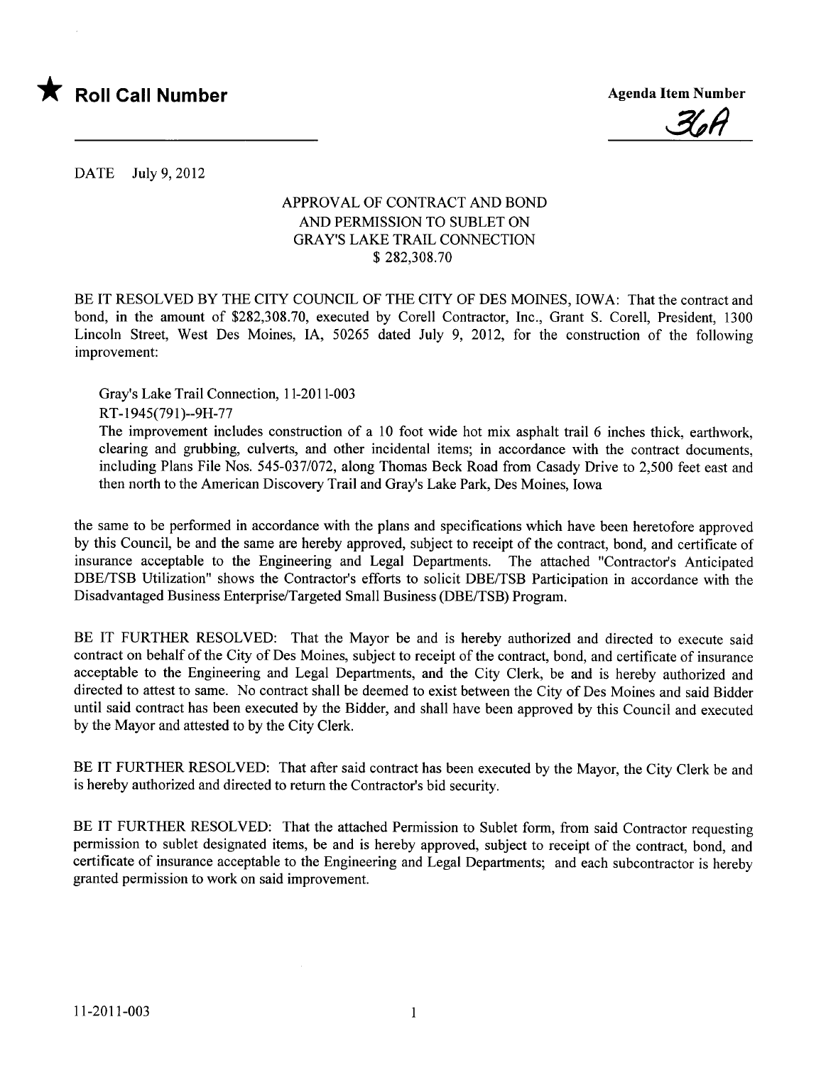★ **Roll Call Number**

**Agenda Item Number**

36A

DATE July 9, 2012

APPROVAL OF CONTRACT AND BOND
AND PERMISSION TO SUBLET ON
GRAY'S LAKE TRAIL CONNECTION
$ 282,308.70

BE IT RESOLVED BY THE CITY COUNCIL OF THE CITY OF DES MOINES, IOWA: That the contract and bond, in the amount of $282,308.70, executed by Corell Contractor, Inc., Grant S. Corell, President, 1300 Lincoln Street, West Des Moines, IA, 50265 dated July 9, 2012, for the construction of the following improvement:

Gray's Lake Trail Connection, 11-2011-003
RT-1945(791)--9H-77
The improvement includes construction of a 10 foot wide hot mix asphalt trail 6 inches thick, earthwork, clearing and grubbing, culverts, and other incidental items; in accordance with the contract documents, including Plans File Nos. 545-037/072, along Thomas Beck Road from Casady Drive to 2,500 feet east and then north to the American Discovery Trail and Gray's Lake Park, Des Moines, Iowa

the same to be performed in accordance with the plans and specifications which have been heretofore approved by this Council, be and the same are hereby approved, subject to receipt of the contract, bond, and certificate of insurance acceptable to the Engineering and Legal Departments. The attached "Contractor's Anticipated DBE/TSB Utilization" shows the Contractor's efforts to solicit DBE/TSB Participation in accordance with the Disadvantaged Business Enterprise/Targeted Small Business (DBE/TSB) Program.

BE IT FURTHER RESOLVED: That the Mayor be and is hereby authorized and directed to execute said contract on behalf of the City of Des Moines, subject to receipt of the contract, bond, and certificate of insurance acceptable to the Engineering and Legal Departments, and the City Clerk, be and is hereby authorized and directed to attest to same. No contract shall be deemed to exist between the City of Des Moines and said Bidder until said contract has been executed by the Bidder, and shall have been approved by this Council and executed by the Mayor and attested to by the City Clerk.

BE IT FURTHER RESOLVED: That after said contract has been executed by the Mayor, the City Clerk be and is hereby authorized and directed to return the Contractor's bid security.

BE IT FURTHER RESOLVED: That the attached Permission to Sublet form, from said Contractor requesting permission to sublet designated items, be and is hereby approved, subject to receipt of the contract, bond, and certificate of insurance acceptable to the Engineering and Legal Departments; and each subcontractor is hereby granted permission to work on said improvement.

11-2011-003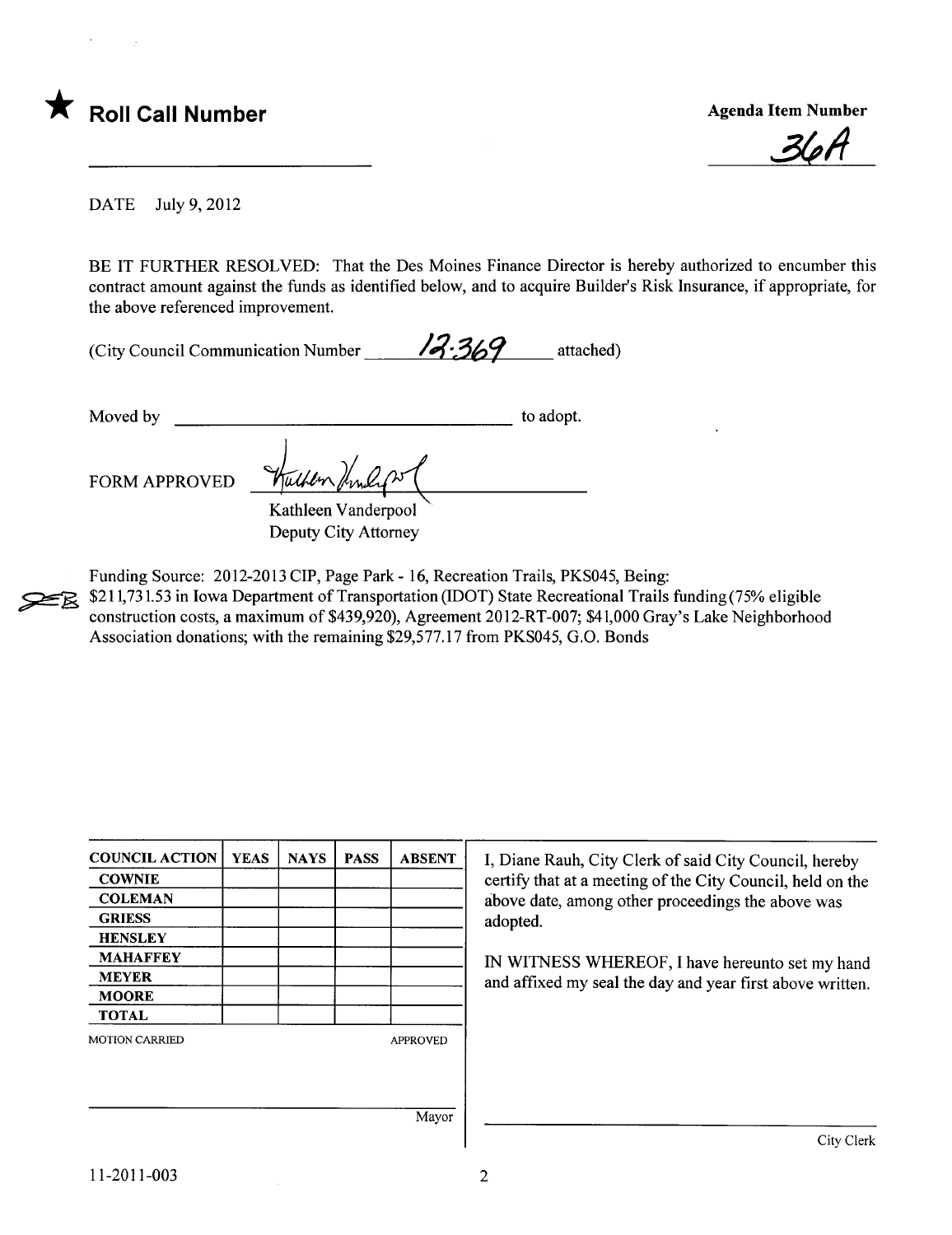★ **Roll Call Number**

**Agenda Item Number**

36A

DATE July 9, 2012

BE IT FURTHER RESOLVED: That the Des Moines Finance Director is hereby authorized to encumber this contract amount against the funds as identified below, and to acquire Builder's Risk Insurance, if appropriate, for the above referenced improvement.

(City Council Communication Number 12-369 attached)

Moved by ______________________________ to adopt.

FORM APPROVED

Kathleen Vanderpool
Deputy City Attorney

Funding Source: 2012-2013 CIP, Page Park - 16, Recreation Trails, PKS045, Being: $211,731.53 in Iowa Department of Transportation (IDOT) State Recreational Trails funding (75% eligible construction costs, a maximum of $439,920), Agreement 2012-RT-007; $41,000 Gray's Lake Neighborhood Association donations; with the remaining $29,577.17 from PKS045, G.O. Bonds

| COUNCIL ACTION | YEAS | NAYS | PASS | ABSENT |
|---|---|---|---|---|
| COWNIE | | | | |
| COLEMAN | | | | |
| GRIESS | | | | |
| HENSLEY | | | | |
| MAHAFFEY | | | | |
| MEYER | | | | |
| MOORE | | | | |
| TOTAL | | | | |

MOTION CARRIED APPROVED

______________________________
Mayor

I, Diane Rauh, City Clerk of said City Council, hereby certify that at a meeting of the City Council, held on the above date, among other proceedings the above was adopted.

IN WITNESS WHEREOF, I have hereunto set my hand and affixed my seal the day and year first above written.

______________________________
City Clerk

11-2011-003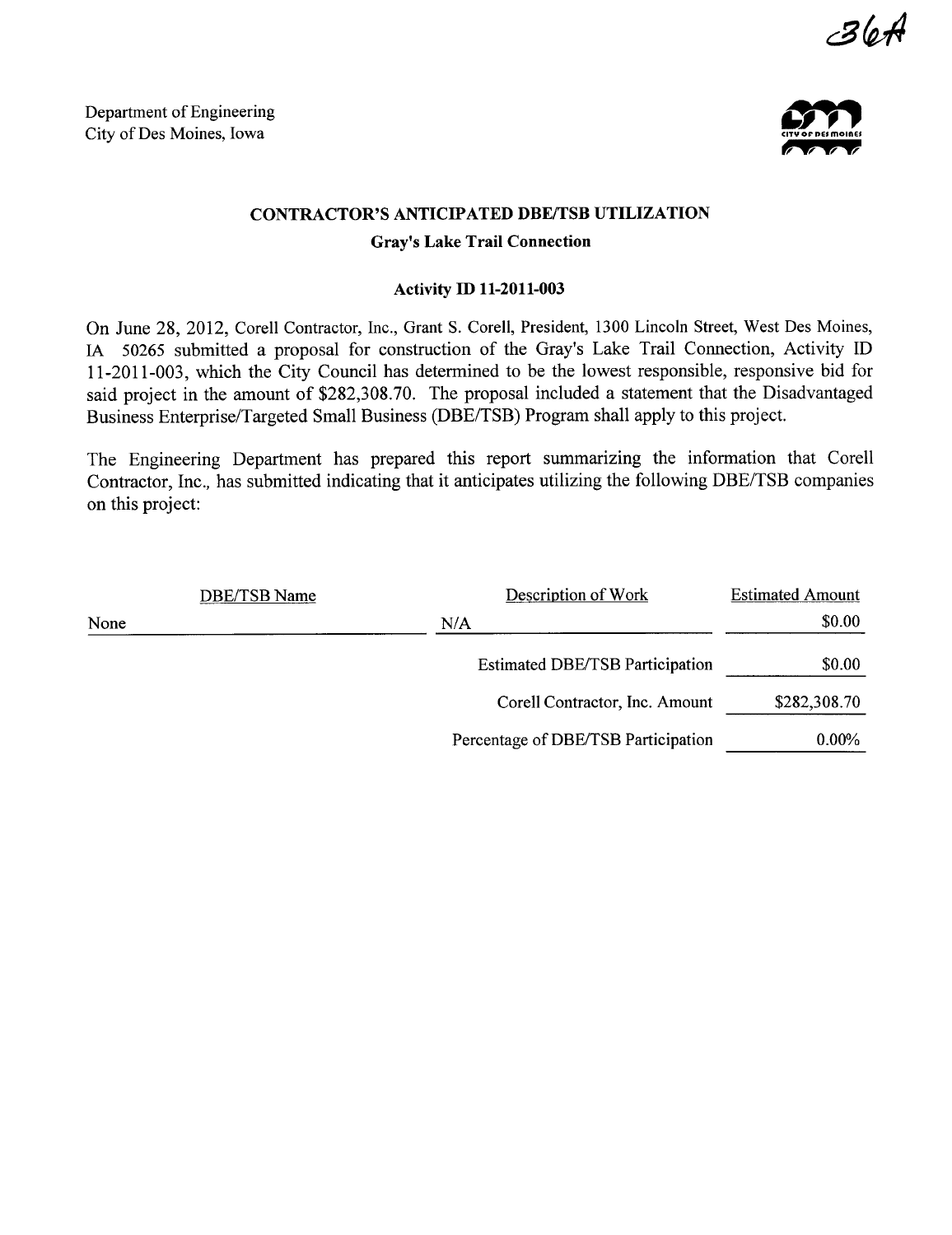36A

Department of Engineering
City of Des Moines, Iowa

## CONTRACTOR'S ANTICIPATED DBE/TSB UTILIZATION

### Gray's Lake Trail Connection

### Activity ID 11-2011-003

On June 28, 2012, Corell Contractor, Inc., Grant S. Corell, President, 1300 Lincoln Street, West Des Moines, IA 50265 submitted a proposal for construction of the Gray's Lake Trail Connection, Activity ID 11-2011-003, which the City Council has determined to be the lowest responsible, responsive bid for said project in the amount of $282,308.70. The proposal included a statement that the Disadvantaged Business Enterprise/Targeted Small Business (DBE/TSB) Program shall apply to this project.

The Engineering Department has prepared this report summarizing the information that Corell Contractor, Inc., has submitted indicating that it anticipates utilizing the following DBE/TSB companies on this project:

| DBE/TSB Name | Description of Work | Estimated Amount |
|---|---|---|
| None | N/A | $0.00 |
| | Estimated DBE/TSB Participation | $0.00 |
| | Corell Contractor, Inc. Amount | $282,308.70 |
| | Percentage of DBE/TSB Participation | 0.00% |